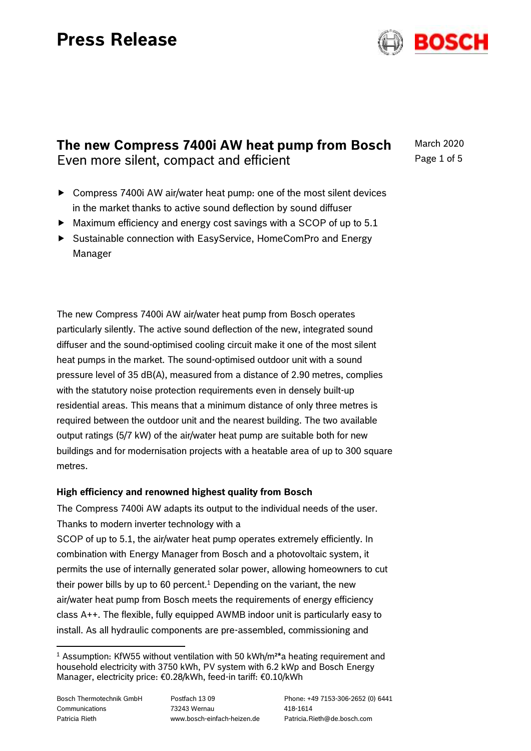# Press Release

## The new Compress 7400i AW heat pump from Bosch
Even more silent, compact and efficient

March 2020

- Compress 7400i AW air/water heat pump: one of the most silent devices in the market thanks to active sound deflection by sound diffuser
- Maximum efficiency and energy cost savings with a SCOP of up to 5.1
- Sustainable connection with EasyService, HomeComPro and Energy Manager

The new Compress 7400i AW air/water heat pump from Bosch operates particularly silently. The active sound deflection of the new, integrated sound diffuser and the sound-optimised cooling circuit make it one of the most silent heat pumps in the market. The sound-optimised outdoor unit with a sound pressure level of 35 dB(A), measured from a distance of 2.90 metres, complies with the statutory noise protection requirements even in densely built-up residential areas. This means that a minimum distance of only three metres is required between the outdoor unit and the nearest building. The two available output ratings (5/7 kW) of the air/water heat pump are suitable both for new buildings and for modernisation projects with a heatable area of up to 300 square metres.

### High efficiency and renowned highest quality from Bosch

The Compress 7400i AW adapts its output to the individual needs of the user. Thanks to modern inverter technology with a SCOP of up to 5.1, the air/water heat pump operates extremely efficiently. In combination with Energy Manager from Bosch and a photovoltaic system, it permits the use of internally generated solar power, allowing homeowners to cut their power bills by up to 60 percent.[1] Depending on the variant, the new air/water heat pump from Bosch meets the requirements of energy efficiency class A++. The flexible, fully equipped AWMB indoor unit is particularly easy to install. As all hydraulic components are pre-assembled, commissioning and

[1] Assumption: KfW55 without ventilation with 50 kWh/m²*a heating requirement and household electricity with 3750 kWh, PV system with 6.2 kWp and Bosch Energy Manager, electricity price: €0.28/kWh, feed-in tariff: €0.10/kWh

Bosch Thermotechnik GmbH
Communications
Patricia Rieth

Postfach 13 09
73243 Wernau
www.bosch-einfach-heizen.de

Phone: +49 7153-306-2652 (0) 6441 418-1614
Patricia.Rieth@de.bosch.com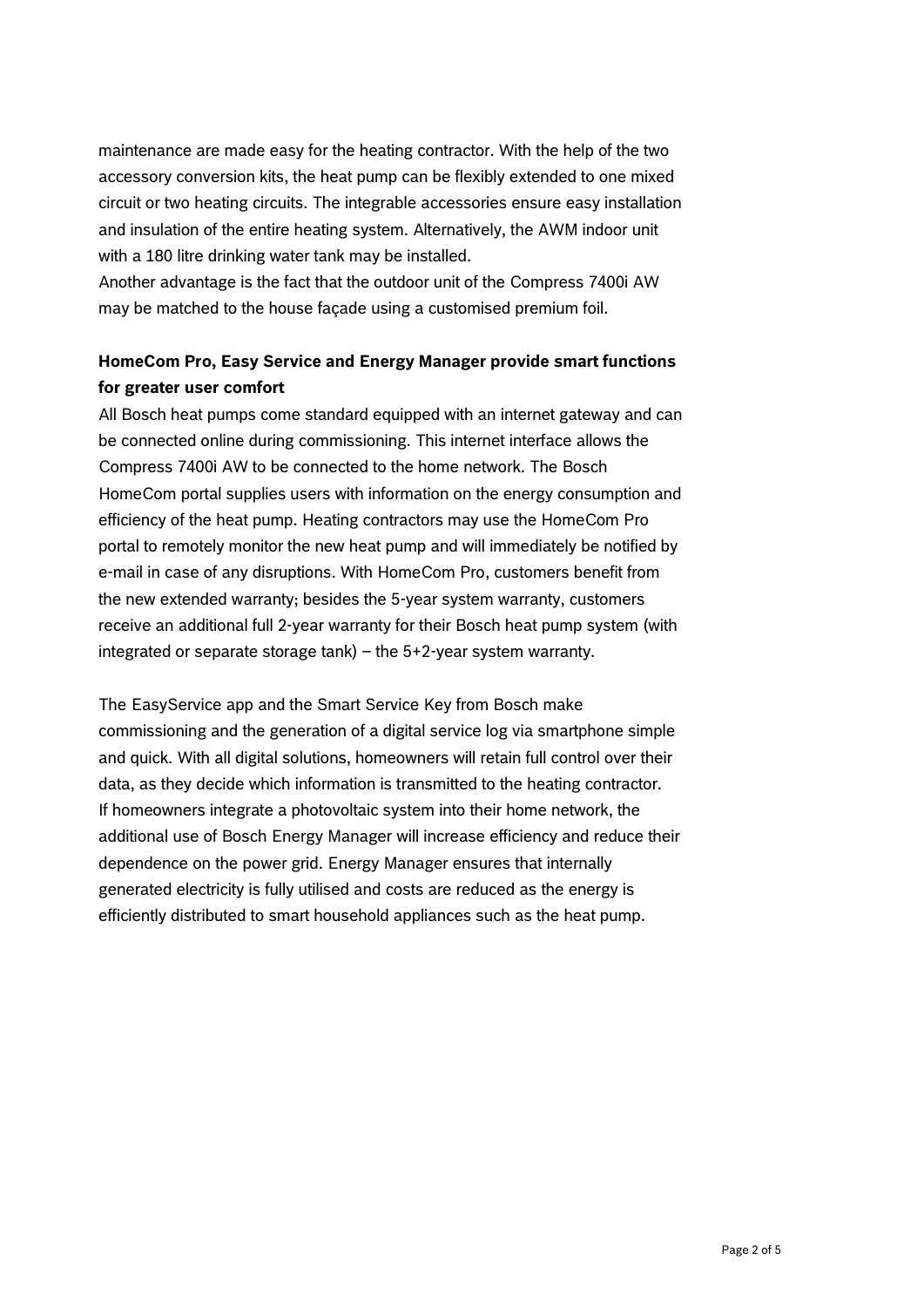maintenance are made easy for the heating contractor. With the help of the two accessory conversion kits, the heat pump can be flexibly extended to one mixed circuit or two heating circuits. The integrable accessories ensure easy installation and insulation of the entire heating system. Alternatively, the AWM indoor unit with a 180 litre drinking water tank may be installed.
Another advantage is the fact that the outdoor unit of the Compress 7400i AW may be matched to the house façade using a customised premium foil.

**HomeCom Pro, Easy Service and Energy Manager provide smart functions for greater user comfort**

All Bosch heat pumps come standard equipped with an internet gateway and can be connected online during commissioning. This internet interface allows the Compress 7400i AW to be connected to the home network. The Bosch HomeCom portal supplies users with information on the energy consumption and efficiency of the heat pump. Heating contractors may use the HomeCom Pro portal to remotely monitor the new heat pump and will immediately be notified by e-mail in case of any disruptions. With HomeCom Pro, customers benefit from the new extended warranty; besides the 5-year system warranty, customers receive an additional full 2-year warranty for their Bosch heat pump system (with integrated or separate storage tank) – the 5+2-year system warranty.

The EasyService app and the Smart Service Key from Bosch make commissioning and the generation of a digital service log via smartphone simple and quick. With all digital solutions, homeowners will retain full control over their data, as they decide which information is transmitted to the heating contractor.
If homeowners integrate a photovoltaic system into their home network, the additional use of Bosch Energy Manager will increase efficiency and reduce their dependence on the power grid. Energy Manager ensures that internally generated electricity is fully utilised and costs are reduced as the energy is efficiently distributed to smart household appliances such as the heat pump.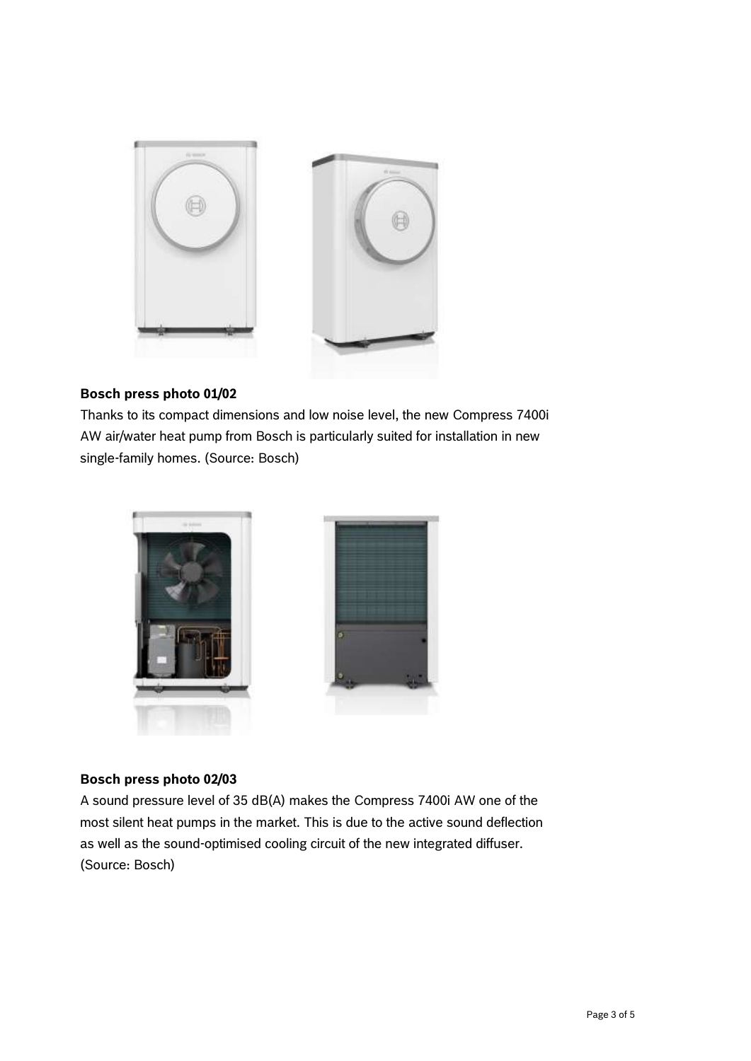**Bosch press photo 01/02**

Thanks to its compact dimensions and low noise level, the new Compress 7400i AW air/water heat pump from Bosch is particularly suited for installation in new single-family homes. (Source: Bosch)

**Bosch press photo 02/03**

A sound pressure level of 35 dB(A) makes the Compress 7400i AW one of the most silent heat pumps in the market. This is due to the active sound deflection as well as the sound-optimised cooling circuit of the new integrated diffuser. (Source: Bosch)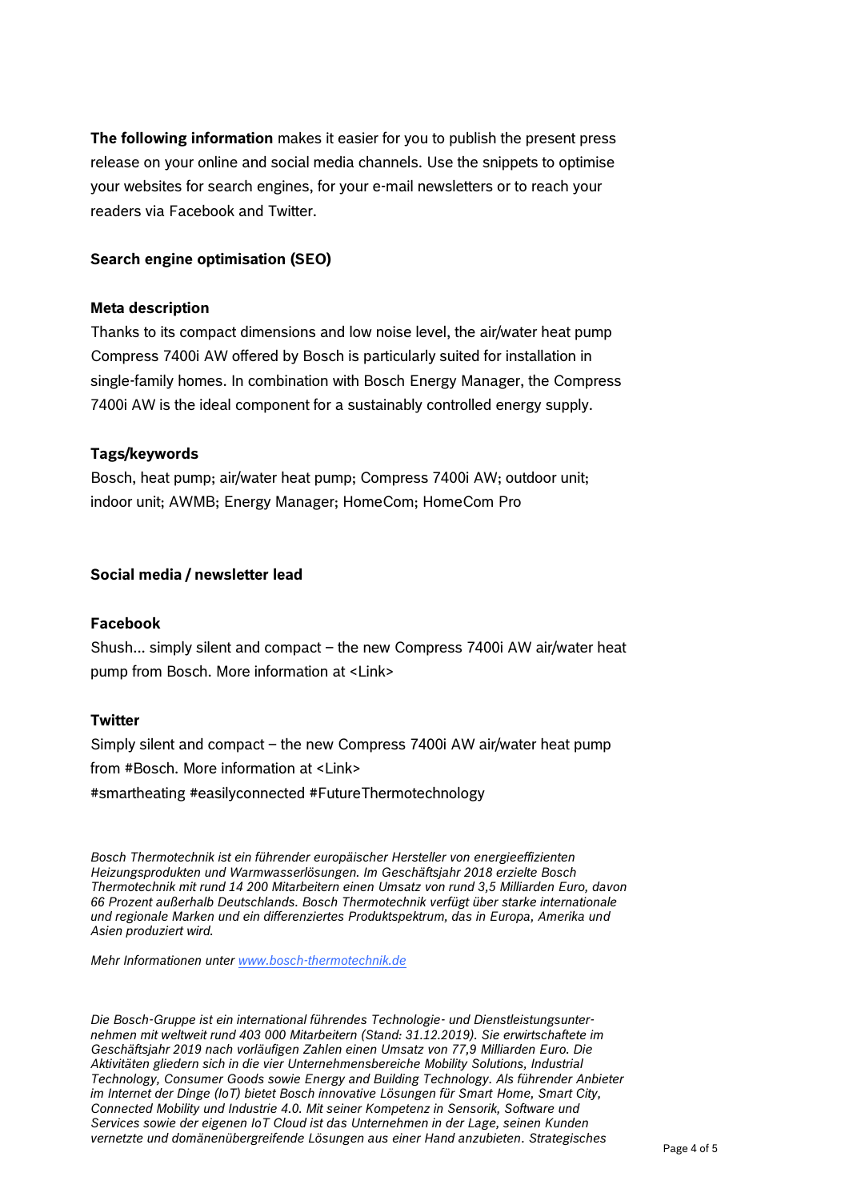**The following information** makes it easier for you to publish the present press release on your online and social media channels. Use the snippets to optimise your websites for search engines, for your e-mail newsletters or to reach your readers via Facebook and Twitter.

### Search engine optimisation (SEO)

#### Meta description

Thanks to its compact dimensions and low noise level, the air/water heat pump Compress 7400i AW offered by Bosch is particularly suited for installation in single-family homes. In combination with Bosch Energy Manager, the Compress 7400i AW is the ideal component for a sustainably controlled energy supply.

#### Tags/keywords

Bosch, heat pump; air/water heat pump; Compress 7400i AW; outdoor unit; indoor unit; AWMB; Energy Manager; HomeCom; HomeCom Pro

### Social media / newsletter lead

#### Facebook

Shush… simply silent and compact – the new Compress 7400i AW air/water heat pump from Bosch. More information at <Link>

#### Twitter

Simply silent and compact – the new Compress 7400i AW air/water heat pump from #Bosch. More information at <Link>
#smartheating #easilyconnected #FutureThermotechnology

*Bosch Thermotechnik ist ein führender europäischer Hersteller von energieeffizienten Heizungsprodukten und Warmwasserlösungen. Im Geschäftsjahr 2018 erzielte Bosch Thermotechnik mit rund 14 200 Mitarbeitern einen Umsatz von rund 3,5 Milliarden Euro, davon 66 Prozent außerhalb Deutschlands. Bosch Thermotechnik verfügt über starke internationale und regionale Marken und ein differenziertes Produktspektrum, das in Europa, Amerika und Asien produziert wird.*

*Mehr Informationen unter [www.bosch-thermotechnik.de](http://www.bosch-thermotechnik.de)*

*Die Bosch-Gruppe ist ein international führendes Technologie- und Dienstleistungsunternehmen mit weltweit rund 403 000 Mitarbeitern (Stand: 31.12.2019). Sie erwirtschaftete im Geschäftsjahr 2019 nach vorläufigen Zahlen einen Umsatz von 77,9 Milliarden Euro. Die Aktivitäten gliedern sich in die vier Unternehmensbereiche Mobility Solutions, Industrial Technology, Consumer Goods sowie Energy and Building Technology. Als führender Anbieter im Internet der Dinge (IoT) bietet Bosch innovative Lösungen für Smart Home, Smart City, Connected Mobility und Industrie 4.0. Mit seiner Kompetenz in Sensorik, Software und Services sowie der eigenen IoT Cloud ist das Unternehmen in der Lage, seinen Kunden vernetzte und domänenübergreifende Lösungen aus einer Hand anzubieten. Strategisches*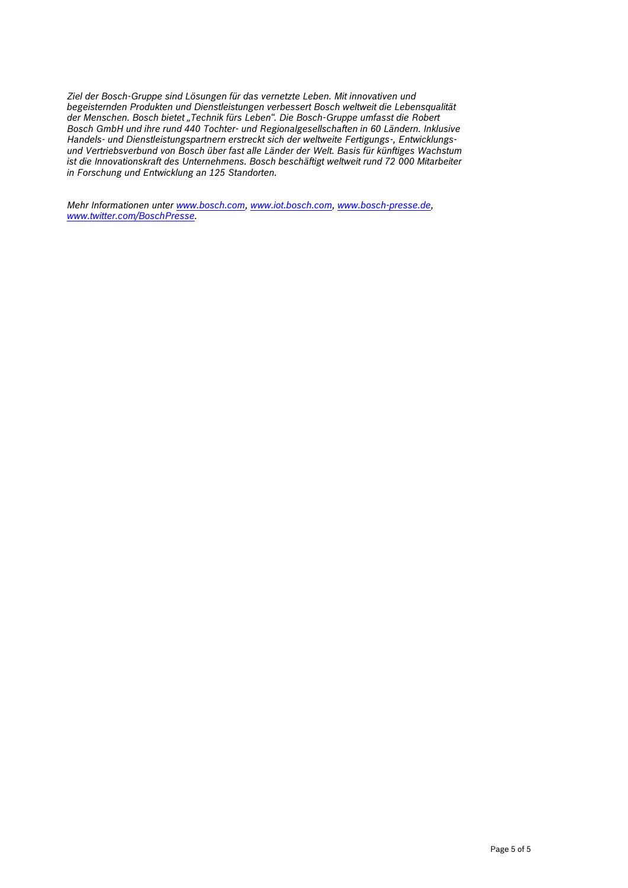*Ziel der Bosch-Gruppe sind Lösungen für das vernetzte Leben. Mit innovativen und begeisternden Produkten und Dienstleistungen verbessert Bosch weltweit die Lebensqualität der Menschen. Bosch bietet „Technik fürs Leben". Die Bosch-Gruppe umfasst die Robert Bosch GmbH und ihre rund 440 Tochter- und Regionalgesellschaften in 60 Ländern. Inklusive Handels- und Dienstleistungspartnern erstreckt sich der weltweite Fertigungs-, Entwicklungs- und Vertriebsverbund von Bosch über fast alle Länder der Welt. Basis für künftiges Wachstum ist die Innovationskraft des Unternehmens. Bosch beschäftigt weltweit rund 72 000 Mitarbeiter in Forschung und Entwicklung an 125 Standorten.*

*Mehr Informationen unter [www.bosch.com](http://www.bosch.com), [www.iot.bosch.com](http://www.iot.bosch.com), [www.bosch-presse.de](http://www.bosch-presse.de), [www.twitter.com/BoschPresse](http://www.twitter.com/BoschPresse).*